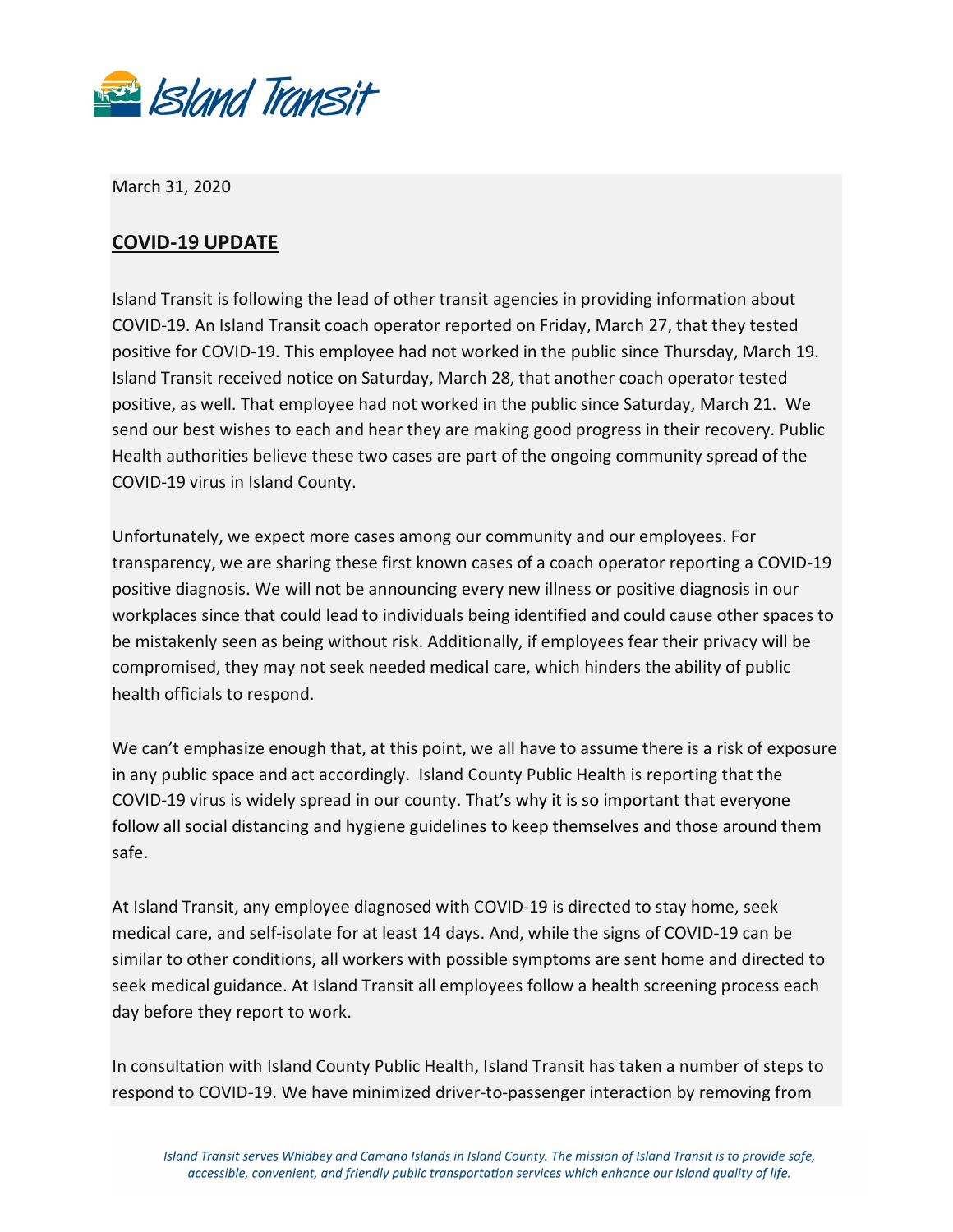March 31, 2020

## <u>COVID-19 UPDATE</u>

Island Transit is following the lead of other transit agencies in providing information about COVID-19. An Island Transit coach operator reported on Friday, March 27, that they tested positive for COVID-19. This employee had not worked in the public since Thursday, March 19. Island Transit received notice on Saturday, March 28, that another coach operator tested positive, as well. That employee had not worked in the public since Saturday, March 21. We send our best wishes to each and hear they are making good progress in their recovery. Public Health authorities believe these two cases are part of the ongoing community spread of the COVID-19 virus in Island County.

Unfortunately, we expect more cases among our community and our employees. For transparency, we are sharing these first known cases of a coach operator reporting a COVID-19 positive diagnosis. We will not be announcing every new illness or positive diagnosis in our workplaces since that could lead to individuals being identified and could cause other spaces to be mistakenly seen as being without risk. Additionally, if employees fear their privacy will be compromised, they may not seek needed medical care, which hinders the ability of public health officials to respond.

We can't emphasize enough that, at this point, we all have to assume there is a risk of exposure in any public space and act accordingly. Island County Public Health is reporting that the COVID-19 virus is widely spread in our county. That's why it is so important that everyone follow all social distancing and hygiene guidelines to keep themselves and those around them safe.

At Island Transit, any employee diagnosed with COVID-19 is directed to stay home, seek medical care, and self-isolate for at least 14 days. And, while the signs of COVID-19 can be similar to other conditions, all workers with possible symptoms are sent home and directed to seek medical guidance. At Island Transit all employees follow a health screening process each day before they report to work.

In consultation with Island County Public Health, Island Transit has taken a number of steps to respond to COVID-19. We have minimized driver-to-passenger interaction by removing from

*Island Transit serves Whidbey and Camano Islands in Island County. The mission of Island Transit is to provide safe, accessible, convenient, and friendly public transportation services which enhance our Island quality of life.*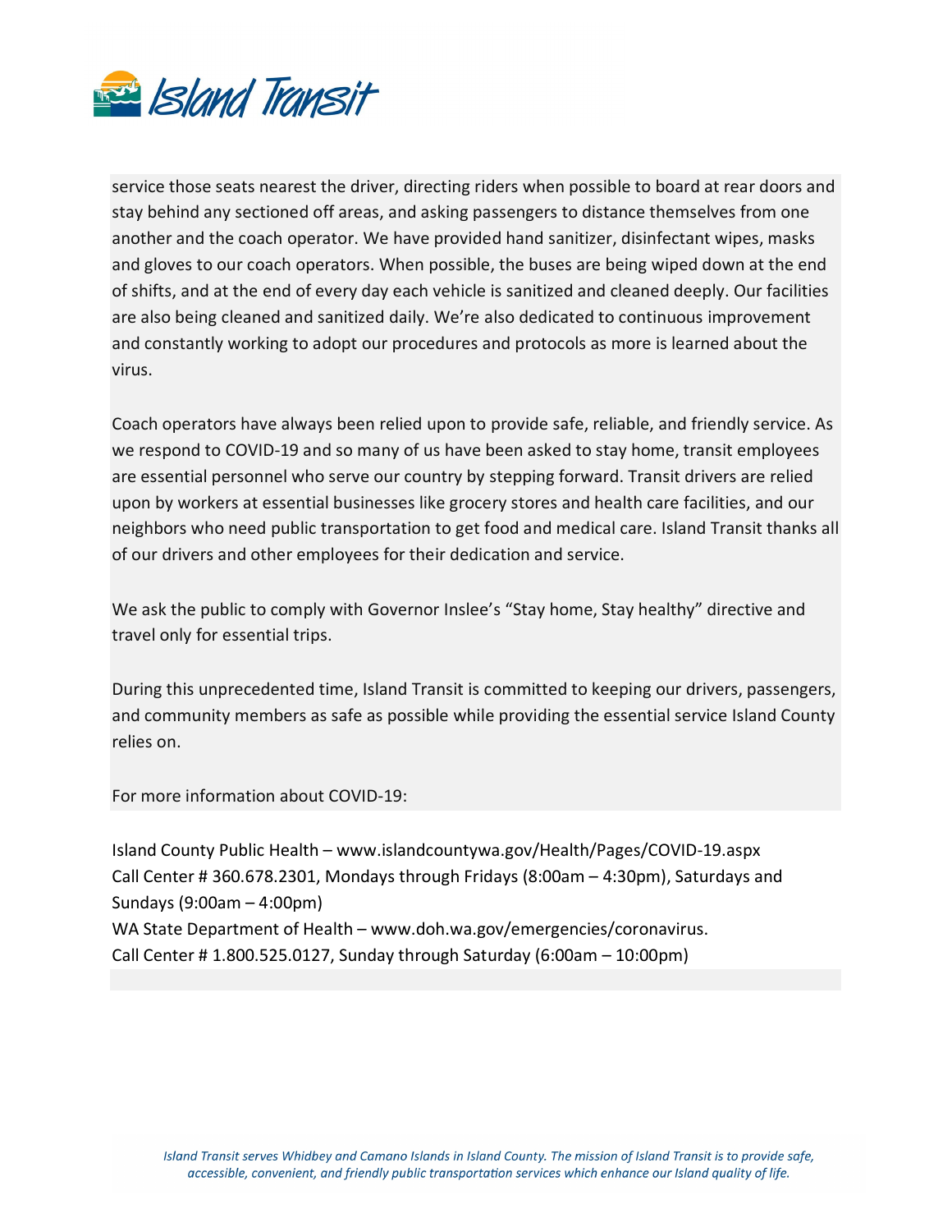service those seats nearest the driver, directing riders when possible to board at rear doors and stay behind any sectioned off areas, and asking passengers to distance themselves from one another and the coach operator. We have provided hand sanitizer, disinfectant wipes, masks and gloves to our coach operators. When possible, the buses are being wiped down at the end of shifts, and at the end of every day each vehicle is sanitized and cleaned deeply. Our facilities are also being cleaned and sanitized daily. We're also dedicated to continuous improvement and constantly working to adopt our procedures and protocols as more is learned about the virus.

Coach operators have always been relied upon to provide safe, reliable, and friendly service. As we respond to COVID-19 and so many of us have been asked to stay home, transit employees are essential personnel who serve our country by stepping forward. Transit drivers are relied upon by workers at essential businesses like grocery stores and health care facilities, and our neighbors who need public transportation to get food and medical care. Island Transit thanks all of our drivers and other employees for their dedication and service.

We ask the public to comply with Governor Inslee's "Stay home, Stay healthy" directive and travel only for essential trips.

During this unprecedented time, Island Transit is committed to keeping our drivers, passengers, and community members as safe as possible while providing the essential service Island County relies on.

For more information about COVID-19:

Island County Public Health – www.islandcountywa.gov/Health/Pages/COVID-19.aspx
Call Center # 360.678.2301, Mondays through Fridays (8:00am – 4:30pm), Saturdays and Sundays (9:00am – 4:00pm)
WA State Department of Health – www.doh.wa.gov/emergencies/coronavirus.
Call Center # 1.800.525.0127, Sunday through Saturday (6:00am – 10:00pm)

*Island Transit serves Whidbey and Camano Islands in Island County. The mission of Island Transit is to provide safe, accessible, convenient, and friendly public transportation services which enhance our Island quality of life.*